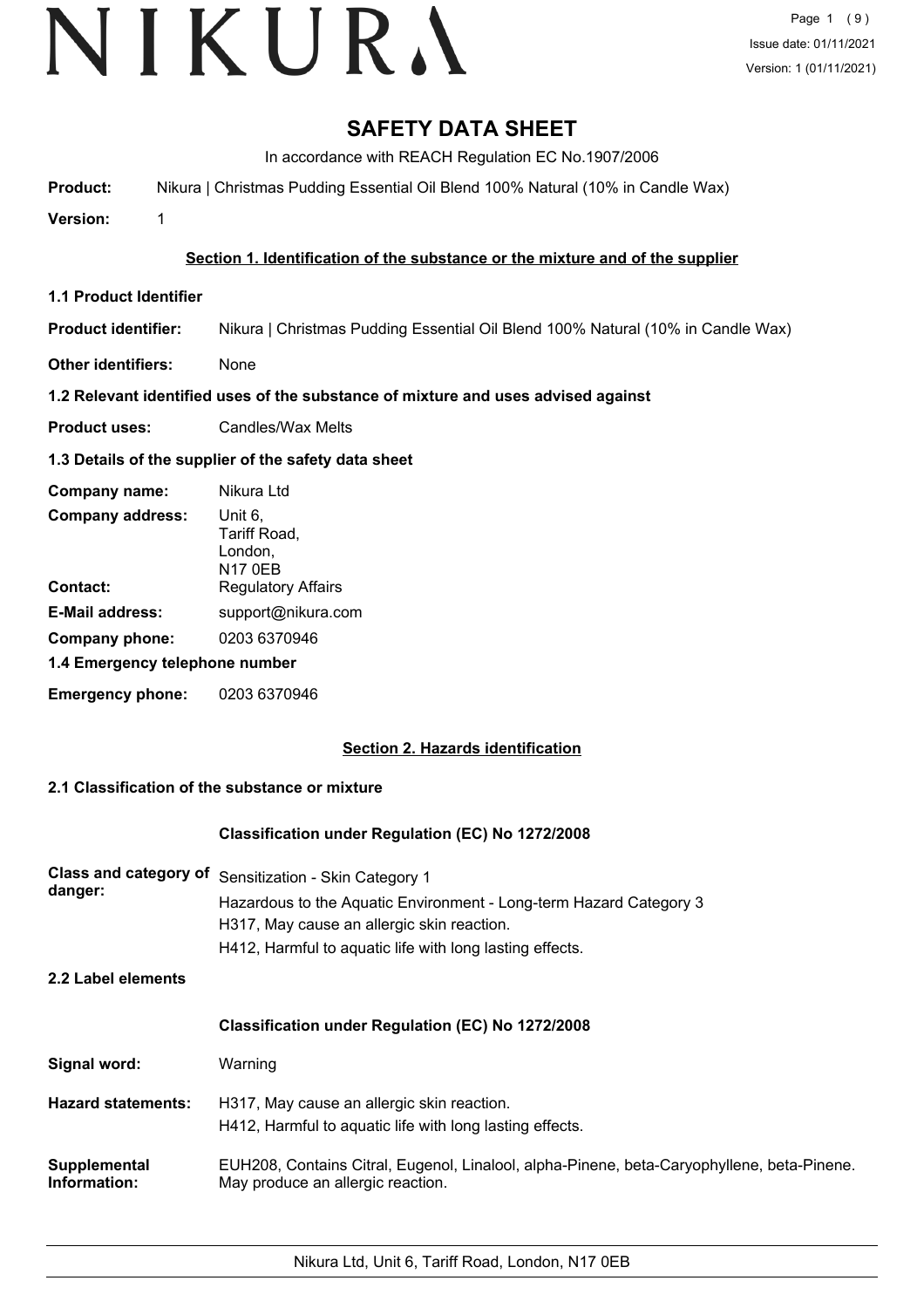# SAFETY DATA SHEET

In accordance with REACH Regulation EC No.1907/2006

**Product:** Nikura | Christmas Pudding Essential Oil Blend 100% Natural (10% in Candle Wax)

**Version:** 1

## Section 1. Identification of the substance or the mixture and of the supplier

### 1.1 Product Identifier

**Product identifier:** Nikura | Christmas Pudding Essential Oil Blend 100% Natural (10% in Candle Wax)

**Other identifiers:** None

### 1.2 Relevant identified uses of the substance of mixture and uses advised against

**Product uses:** Candles/Wax Melts

### 1.3 Details of the supplier of the safety data sheet

**Company name:** Nikura Ltd

**Company address:** Unit 6,
Tariff Road,
London,
N17 0EB

**Contact:** Regulatory Affairs

**E-Mail address:** support@nikura.com

**Company phone:** 0203 6370946

### 1.4 Emergency telephone number

**Emergency phone:** 0203 6370946

## Section 2. Hazards identification

### 2.1 Classification of the substance or mixture

**Classification under Regulation (EC) No 1272/2008**

**Class and category of danger:** Sensitization - Skin Category 1
Hazardous to the Aquatic Environment - Long-term Hazard Category 3
H317, May cause an allergic skin reaction.
H412, Harmful to aquatic life with long lasting effects.

### 2.2 Label elements

**Classification under Regulation (EC) No 1272/2008**

**Signal word:** Warning

**Hazard statements:** H317, May cause an allergic skin reaction.
H412, Harmful to aquatic life with long lasting effects.

**Supplemental Information:** EUH208, Contains Citral, Eugenol, Linalool, alpha-Pinene, beta-Caryophyllene, beta-Pinene. May produce an allergic reaction.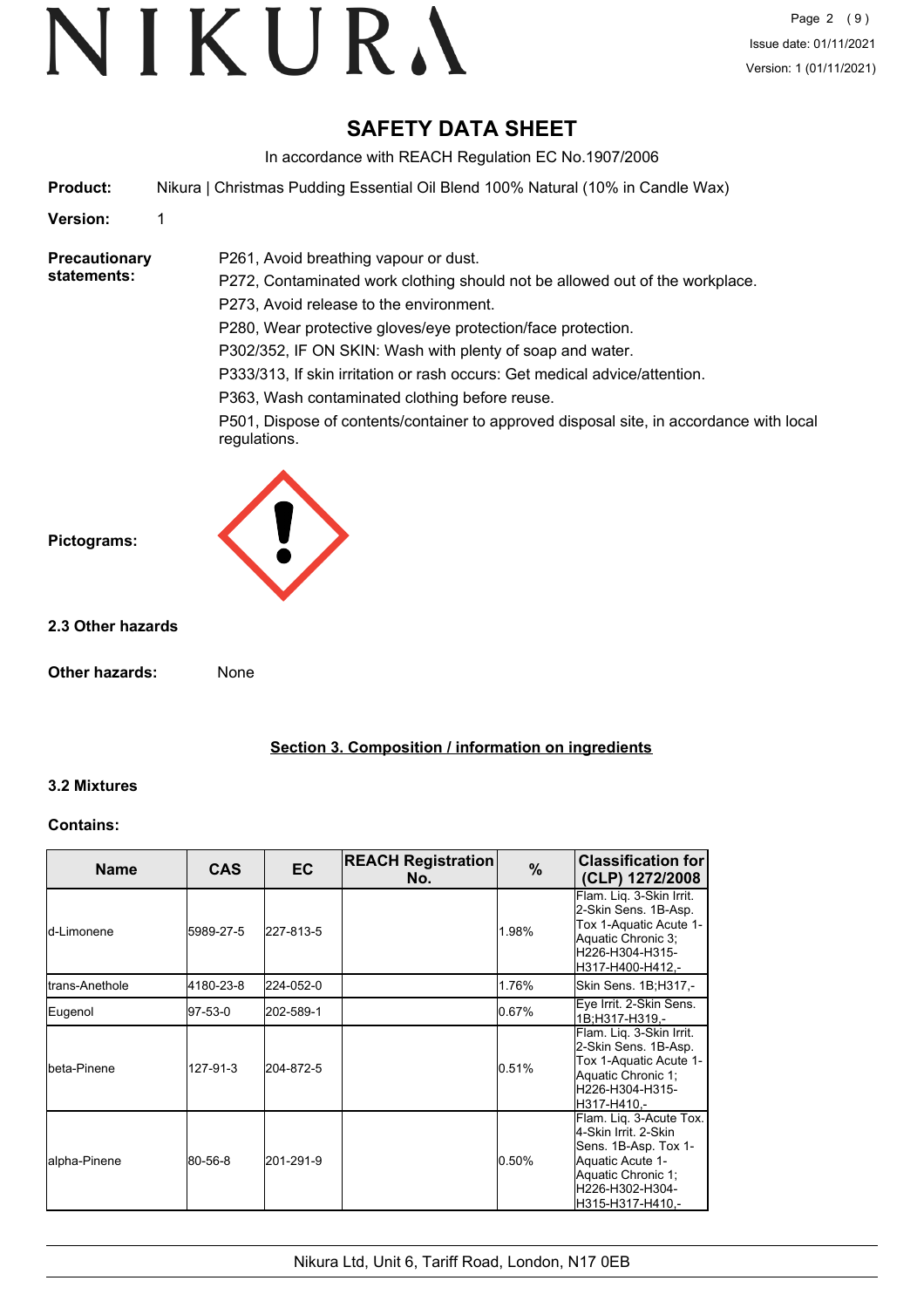# SAFETY DATA SHEET

In accordance with REACH Regulation EC No.1907/2006

**Product:** Nikura | Christmas Pudding Essential Oil Blend 100% Natural (10% in Candle Wax)

**Version:** 1

**Precautionary statements:**

P261, Avoid breathing vapour or dust.

P272, Contaminated work clothing should not be allowed out of the workplace.

P273, Avoid release to the environment.

P280, Wear protective gloves/eye protection/face protection.

P302/352, IF ON SKIN: Wash with plenty of soap and water.

P333/313, If skin irritation or rash occurs: Get medical advice/attention.

P363, Wash contaminated clothing before reuse.

P501, Dispose of contents/container to approved disposal site, in accordance with local regulations.

**Pictograms:**

### 2.3 Other hazards

**Other hazards:** None

## Section 3. Composition / information on ingredients

### 3.2 Mixtures

**Contains:**

| Name | CAS | EC | REACH Registration No. | % | Classification for (CLP) 1272/2008 |
|---|---|---|---|---|---|
| d-Limonene | 5989-27-5 | 227-813-5 | | 1.98% | Flam. Liq. 3-Skin Irrit. 2-Skin Sens. 1B-Asp. Tox 1-Aquatic Acute 1-Aquatic Chronic 3;H226-H304-H315-H317-H400-H412,- |
| trans-Anethole | 4180-23-8 | 224-052-0 | | 1.76% | Skin Sens. 1B;H317,- |
| Eugenol | 97-53-0 | 202-589-1 | | 0.67% | Eye Irrit. 2-Skin Sens. 1B;H317-H319,- |
| beta-Pinene | 127-91-3 | 204-872-5 | | 0.51% | Flam. Liq. 3-Skin Irrit. 2-Skin Sens. 1B-Asp. Tox 1-Aquatic Acute 1-Aquatic Chronic 1;H226-H304-H315-H317-H410,- |
| alpha-Pinene | 80-56-8 | 201-291-9 | | 0.50% | Flam. Liq. 3-Acute Tox. 4-Skin Irrit. 2-Skin Sens. 1B-Asp. Tox 1-Aquatic Acute 1-Aquatic Chronic 1;H226-H302-H304-H315-H317-H410,- |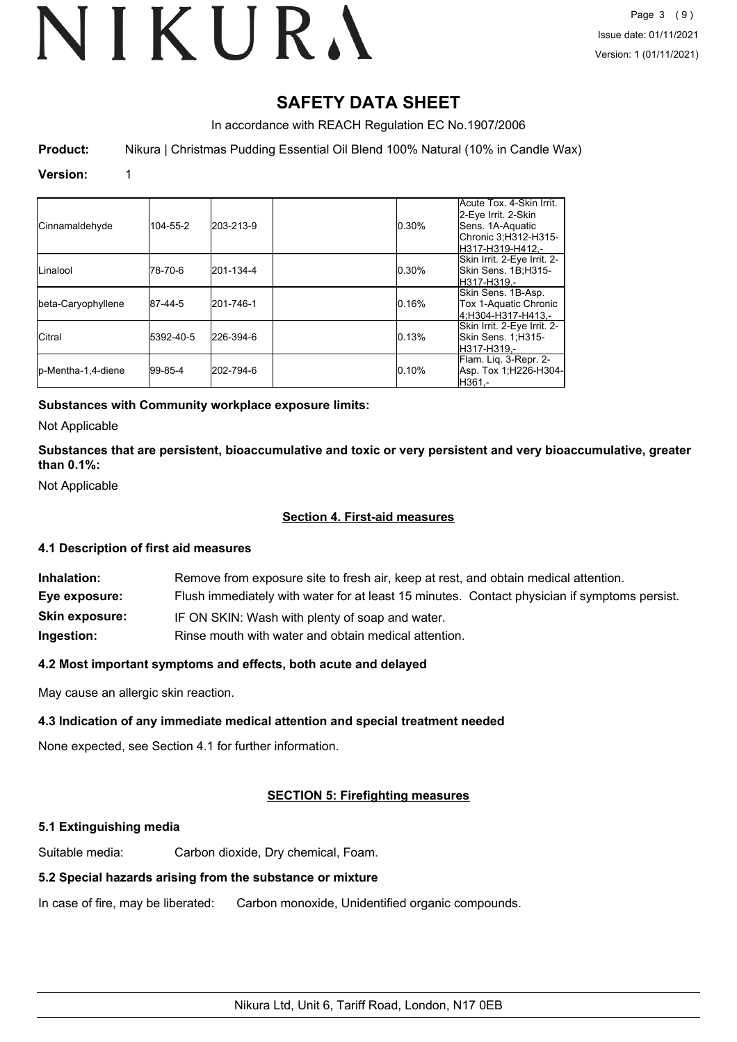# SAFETY DATA SHEET

In accordance with REACH Regulation EC No.1907/2006

**Product:** Nikura | Christmas Pudding Essential Oil Blend 100% Natural (10% in Candle Wax)

**Version:** 1

| | | | | | |
|---|---|---|---|---|---|
| Cinnamaldehyde | 104-55-2 | 203-213-9 | | 0.30% | Acute Tox. 4-Skin Irrit. 2-Eye Irrit. 2-Skin Sens. 1A-Aquatic Chronic 3;H312-H315-H317-H319-H412,- |
| Linalool | 78-70-6 | 201-134-4 | | 0.30% | Skin Irrit. 2-Eye Irrit. 2-Skin Sens. 1B;H315-H317-H319,- |
| beta-Caryophyllene | 87-44-5 | 201-746-1 | | 0.16% | Skin Sens. 1B-Asp. Tox 1-Aquatic Chronic 4;H304-H317-H413,- |
| Citral | 5392-40-5 | 226-394-6 | | 0.13% | Skin Irrit. 2-Eye Irrit. 2-Skin Sens. 1;H315-H317-H319,- |
| p-Mentha-1,4-diene | 99-85-4 | 202-794-6 | | 0.10% | Flam. Liq. 3-Repr. 2-Asp. Tox 1;H226-H304-H361,- |

**Substances with Community workplace exposure limits:**

Not Applicable

**Substances that are persistent, bioaccumulative and toxic or very persistent and very bioaccumulative, greater than 0.1%:**

Not Applicable

## Section 4. First-aid measures

### 4.1 Description of first aid measures

**Inhalation:** Remove from exposure site to fresh air, keep at rest, and obtain medical attention.

**Eye exposure:** Flush immediately with water for at least 15 minutes. Contact physician if symptoms persist.

**Skin exposure:** IF ON SKIN: Wash with plenty of soap and water.

**Ingestion:** Rinse mouth with water and obtain medical attention.

### 4.2 Most important symptoms and effects, both acute and delayed

May cause an allergic skin reaction.

### 4.3 Indication of any immediate medical attention and special treatment needed

None expected, see Section 4.1 for further information.

## SECTION 5: Firefighting measures

### 5.1 Extinguishing media

Suitable media: Carbon dioxide, Dry chemical, Foam.

### 5.2 Special hazards arising from the substance or mixture

In case of fire, may be liberated: Carbon monoxide, Unidentified organic compounds.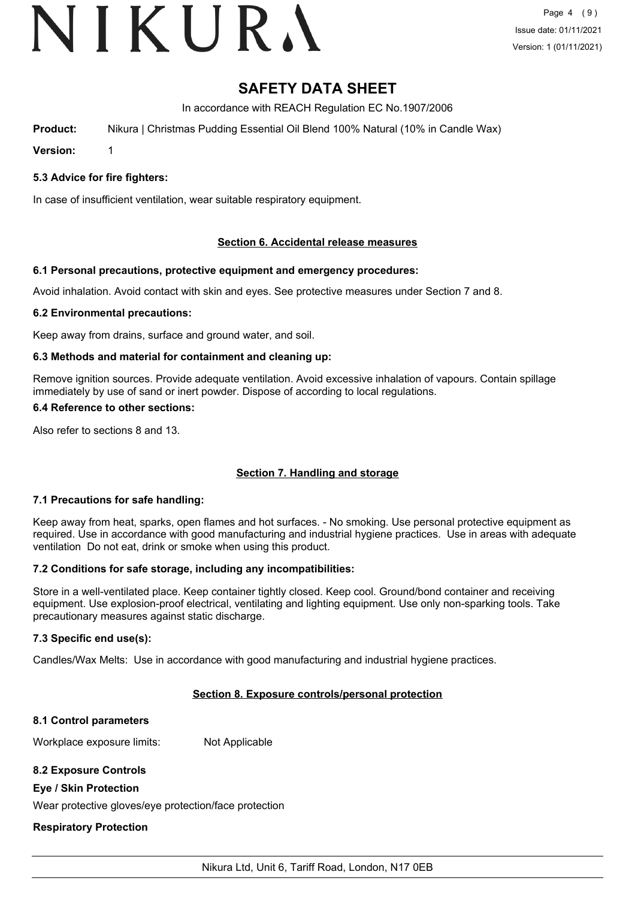# SAFETY DATA SHEET

In accordance with REACH Regulation EC No.1907/2006

**Product:** Nikura | Christmas Pudding Essential Oil Blend 100% Natural (10% in Candle Wax)

**Version:** 1

### 5.3 Advice for fire fighters:

In case of insufficient ventilation, wear suitable respiratory equipment.

## Section 6. Accidental release measures

### 6.1 Personal precautions, protective equipment and emergency procedures:

Avoid inhalation. Avoid contact with skin and eyes. See protective measures under Section 7 and 8.

### 6.2 Environmental precautions:

Keep away from drains, surface and ground water, and soil.

### 6.3 Methods and material for containment and cleaning up:

Remove ignition sources. Provide adequate ventilation. Avoid excessive inhalation of vapours. Contain spillage immediately by use of sand or inert powder. Dispose of according to local regulations.

### 6.4 Reference to other sections:

Also refer to sections 8 and 13.

## Section 7. Handling and storage

### 7.1 Precautions for safe handling:

Keep away from heat, sparks, open flames and hot surfaces. - No smoking. Use personal protective equipment as required. Use in accordance with good manufacturing and industrial hygiene practices. Use in areas with adequate ventilation Do not eat, drink or smoke when using this product.

### 7.2 Conditions for safe storage, including any incompatibilities:

Store in a well-ventilated place. Keep container tightly closed. Keep cool. Ground/bond container and receiving equipment. Use explosion-proof electrical, ventilating and lighting equipment. Use only non-sparking tools. Take precautionary measures against static discharge.

### 7.3 Specific end use(s):

Candles/Wax Melts: Use in accordance with good manufacturing and industrial hygiene practices.

## Section 8. Exposure controls/personal protection

### 8.1 Control parameters

Workplace exposure limits: Not Applicable

### 8.2 Exposure Controls

**Eye / Skin Protection**

Wear protective gloves/eye protection/face protection

**Respiratory Protection**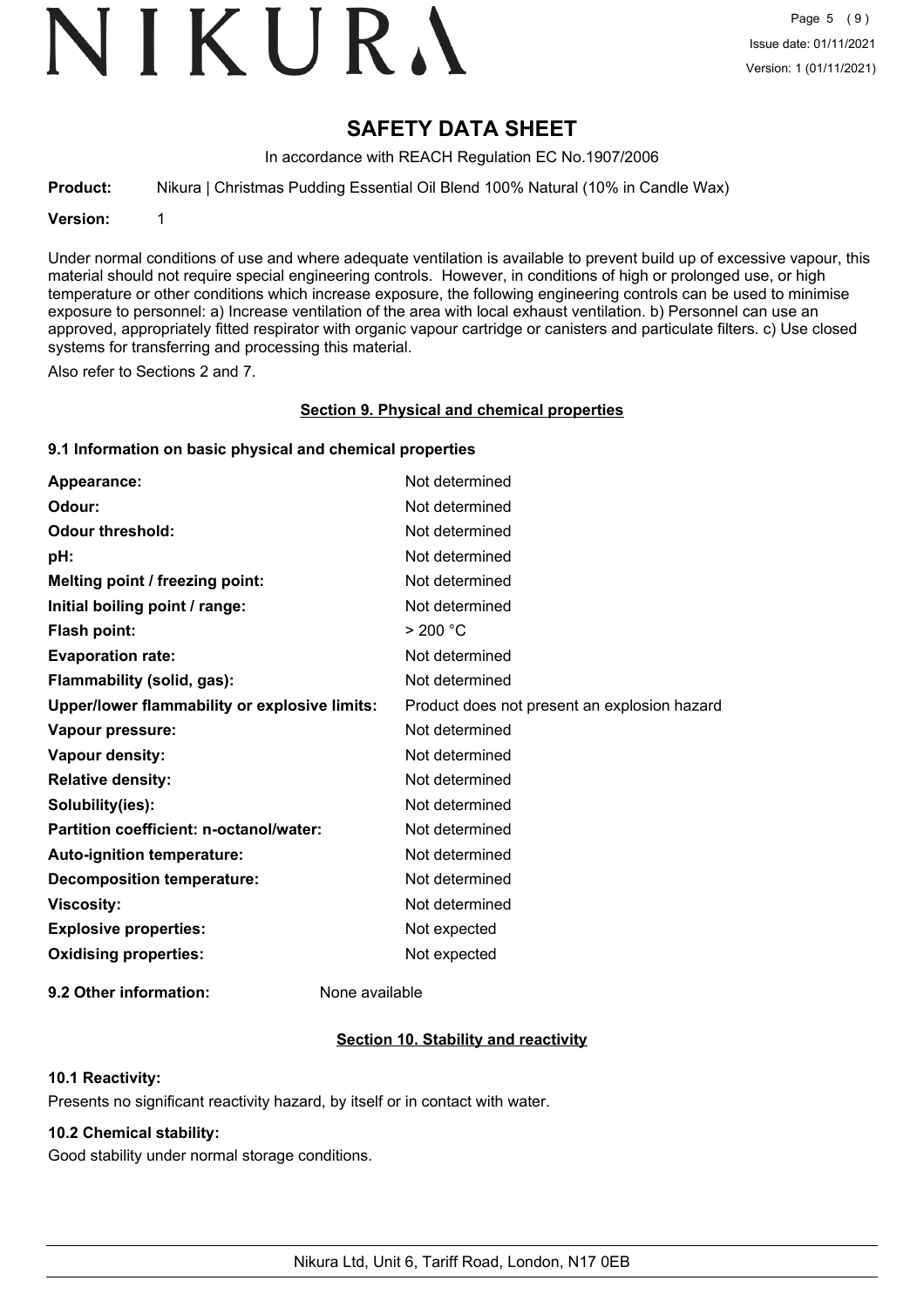# SAFETY DATA SHEET

In accordance with REACH Regulation EC No.1907/2006

**Product:** Nikura | Christmas Pudding Essential Oil Blend 100% Natural (10% in Candle Wax)

**Version:** 1

Under normal conditions of use and where adequate ventilation is available to prevent build up of excessive vapour, this material should not require special engineering controls. However, in conditions of high or prolonged use, or high temperature or other conditions which increase exposure, the following engineering controls can be used to minimise exposure to personnel: a) Increase ventilation of the area with local exhaust ventilation. b) Personnel can use an approved, appropriately fitted respirator with organic vapour cartridge or canisters and particulate filters. c) Use closed systems for transferring and processing this material.

Also refer to Sections 2 and 7.

## Section 9. Physical and chemical properties

### 9.1 Information on basic physical and chemical properties

| | |
|---|---|
| **Appearance:** | Not determined |
| **Odour:** | Not determined |
| **Odour threshold:** | Not determined |
| **pH:** | Not determined |
| **Melting point / freezing point:** | Not determined |
| **Initial boiling point / range:** | Not determined |
| **Flash point:** | > 200 °C |
| **Evaporation rate:** | Not determined |
| **Flammability (solid, gas):** | Not determined |
| **Upper/lower flammability or explosive limits:** | Product does not present an explosion hazard |
| **Vapour pressure:** | Not determined |
| **Vapour density:** | Not determined |
| **Relative density:** | Not determined |
| **Solubility(ies):** | Not determined |
| **Partition coefficient: n-octanol/water:** | Not determined |
| **Auto-ignition temperature:** | Not determined |
| **Decomposition temperature:** | Not determined |
| **Viscosity:** | Not determined |
| **Explosive properties:** | Not expected |
| **Oxidising properties:** | Not expected |

**9.2 Other information:** None available

## Section 10. Stability and reactivity

### 10.1 Reactivity:

Presents no significant reactivity hazard, by itself or in contact with water.

### 10.2 Chemical stability:

Good stability under normal storage conditions.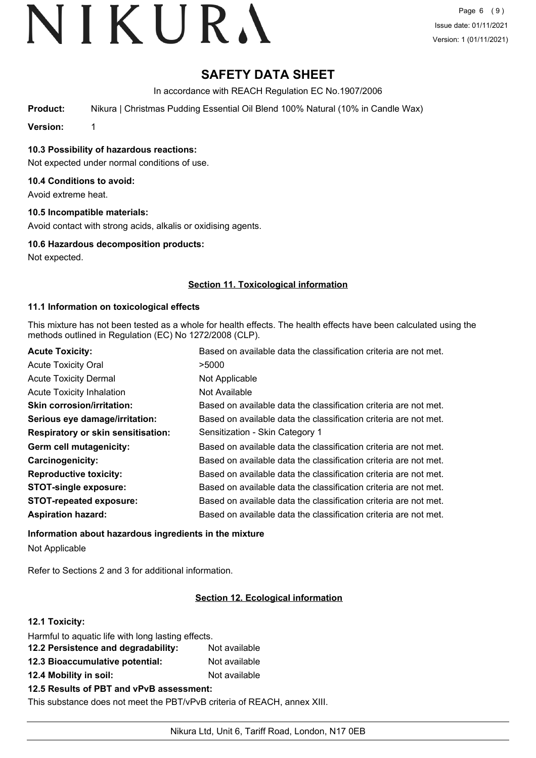# SAFETY DATA SHEET

In accordance with REACH Regulation EC No.1907/2006

**Product:** Nikura | Christmas Pudding Essential Oil Blend 100% Natural (10% in Candle Wax)

**Version:** 1

### 10.3 Possibility of hazardous reactions:

Not expected under normal conditions of use.

### 10.4 Conditions to avoid:

Avoid extreme heat.

### 10.5 Incompatible materials:

Avoid contact with strong acids, alkalis or oxidising agents.

### 10.6 Hazardous decomposition products:

Not expected.

## Section 11. Toxicological information

### 11.1 Information on toxicological effects

This mixture has not been tested as a whole for health effects. The health effects have been calculated using the methods outlined in Regulation (EC) No 1272/2008 (CLP).

| | |
|---|---|
| **Acute Toxicity:** | Based on available data the classification criteria are not met. |
| Acute Toxicity Oral | >5000 |
| Acute Toxicity Dermal | Not Applicable |
| Acute Toxicity Inhalation | Not Available |
| **Skin corrosion/irritation:** | Based on available data the classification criteria are not met. |
| **Serious eye damage/irritation:** | Based on available data the classification criteria are not met. |
| **Respiratory or skin sensitisation:** | Sensitization - Skin Category 1 |
| **Germ cell mutagenicity:** | Based on available data the classification criteria are not met. |
| **Carcinogenicity:** | Based on available data the classification criteria are not met. |
| **Reproductive toxicity:** | Based on available data the classification criteria are not met. |
| **STOT-single exposure:** | Based on available data the classification criteria are not met. |
| **STOT-repeated exposure:** | Based on available data the classification criteria are not met. |
| **Aspiration hazard:** | Based on available data the classification criteria are not met. |

**Information about hazardous ingredients in the mixture**

Not Applicable

Refer to Sections 2 and 3 for additional information.

## Section 12. Ecological information

### 12.1 Toxicity:

Harmful to aquatic life with long lasting effects.

| | |
|---|---|
| **12.2 Persistence and degradability:** | Not available |
| **12.3 Bioaccumulative potential:** | Not available |
| **12.4 Mobility in soil:** | Not available |

### 12.5 Results of PBT and vPvB assessment:

This substance does not meet the PBT/vPvB criteria of REACH, annex XIII.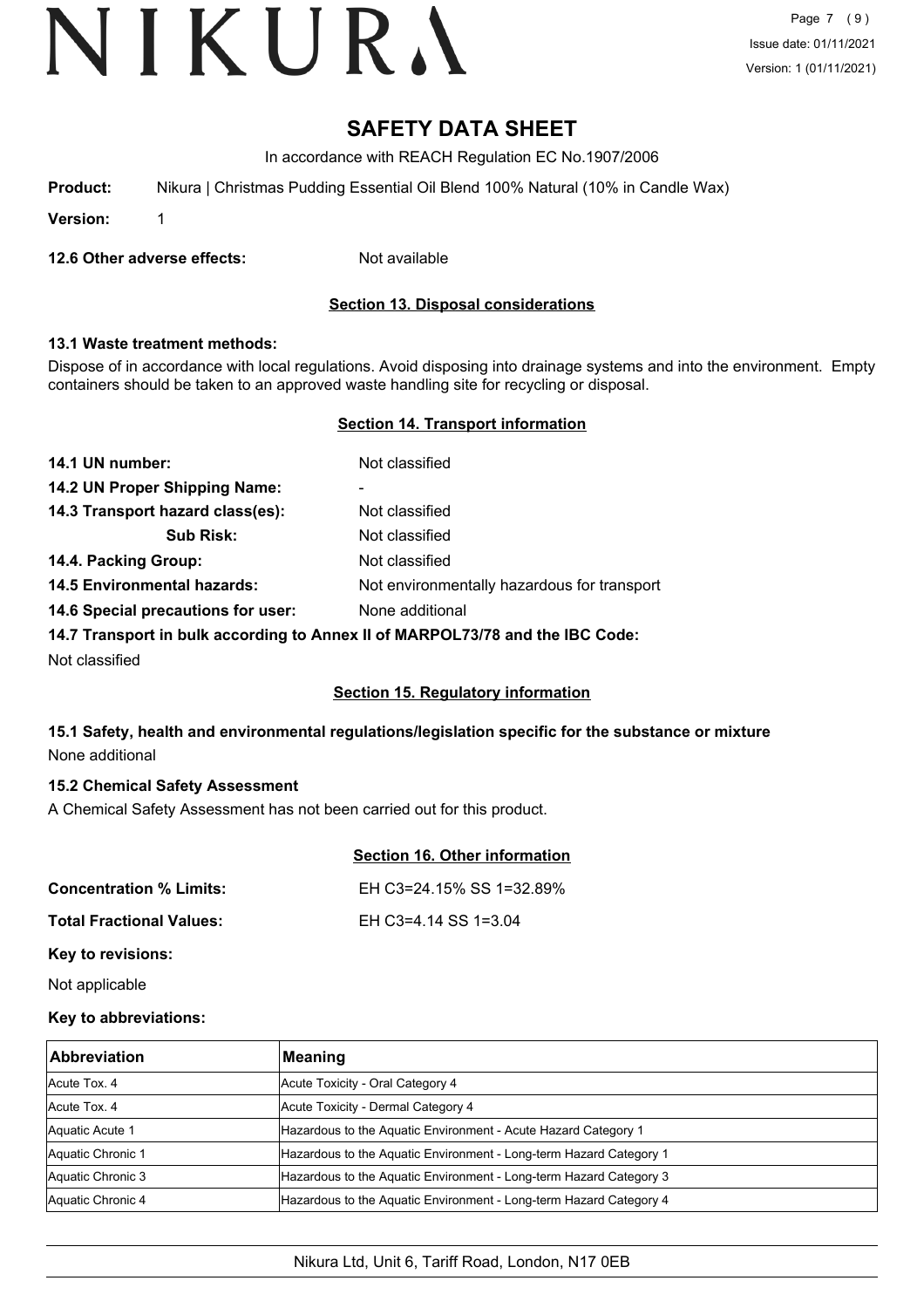# SAFETY DATA SHEET

In accordance with REACH Regulation EC No.1907/2006

**Product:** Nikura | Christmas Pudding Essential Oil Blend 100% Natural (10% in Candle Wax)

**Version:** 1

**12.6 Other adverse effects:** Not available

## Section 13. Disposal considerations

### 13.1 Waste treatment methods:

Dispose of in accordance with local regulations. Avoid disposing into drainage systems and into the environment. Empty containers should be taken to an approved waste handling site for recycling or disposal.

## Section 14. Transport information

**14.1 UN number:** Not classified

**14.2 UN Proper Shipping Name:** -

**14.3 Transport hazard class(es):** Not classified

**Sub Risk:** Not classified

**14.4. Packing Group:** Not classified

**14.5 Environmental hazards:** Not environmentally hazardous for transport

**14.6 Special precautions for user:** None additional

**14.7 Transport in bulk according to Annex II of MARPOL73/78 and the IBC Code:**

Not classified

## Section 15. Regulatory information

### 15.1 Safety, health and environmental regulations/legislation specific for the substance or mixture

None additional

### 15.2 Chemical Safety Assessment

A Chemical Safety Assessment has not been carried out for this product.

## Section 16. Other information

**Concentration % Limits:** EH C3=24.15% SS 1=32.89%

**Total Fractional Values:** EH C3=4.14 SS 1=3.04

**Key to revisions:**

Not applicable

**Key to abbreviations:**

| Abbreviation | Meaning |
|---|---|
| Acute Tox. 4 | Acute Toxicity - Oral Category 4 |
| Acute Tox. 4 | Acute Toxicity - Dermal Category 4 |
| Aquatic Acute 1 | Hazardous to the Aquatic Environment - Acute Hazard Category 1 |
| Aquatic Chronic 1 | Hazardous to the Aquatic Environment - Long-term Hazard Category 1 |
| Aquatic Chronic 3 | Hazardous to the Aquatic Environment - Long-term Hazard Category 3 |
| Aquatic Chronic 4 | Hazardous to the Aquatic Environment - Long-term Hazard Category 4 |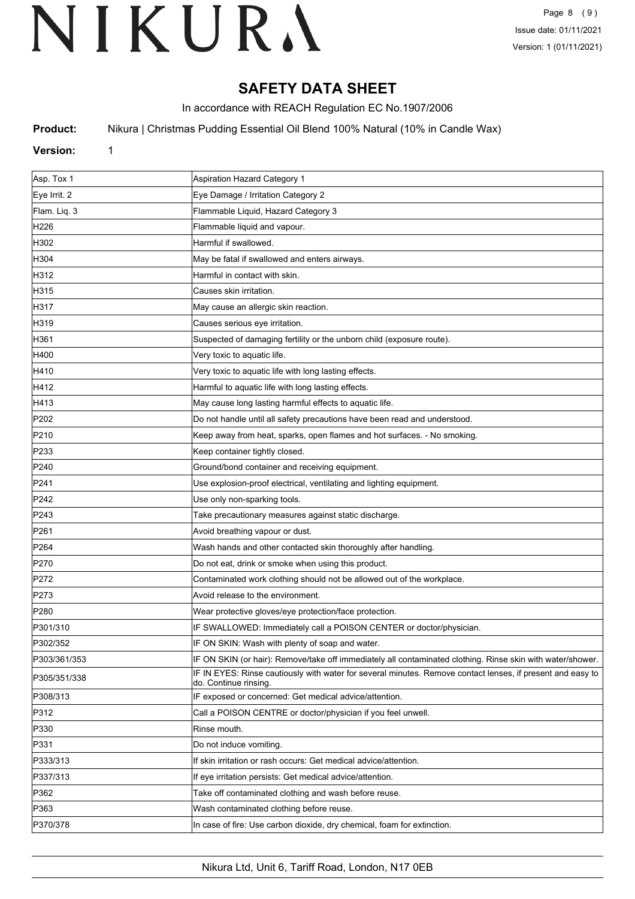# SAFETY DATA SHEET

In accordance with REACH Regulation EC No.1907/2006

**Product:** Nikura | Christmas Pudding Essential Oil Blend 100% Natural (10% in Candle Wax)

**Version:** 1

| Code | Description |
|---|---|
| Asp. Tox 1 | Aspiration Hazard Category 1 |
| Eye Irrit. 2 | Eye Damage / Irritation Category 2 |
| Flam. Liq. 3 | Flammable Liquid, Hazard Category 3 |
| H226 | Flammable liquid and vapour. |
| H302 | Harmful if swallowed. |
| H304 | May be fatal if swallowed and enters airways. |
| H312 | Harmful in contact with skin. |
| H315 | Causes skin irritation. |
| H317 | May cause an allergic skin reaction. |
| H319 | Causes serious eye irritation. |
| H361 | Suspected of damaging fertility or the unborn child (exposure route). |
| H400 | Very toxic to aquatic life. |
| H410 | Very toxic to aquatic life with long lasting effects. |
| H412 | Harmful to aquatic life with long lasting effects. |
| H413 | May cause long lasting harmful effects to aquatic life. |
| P202 | Do not handle until all safety precautions have been read and understood. |
| P210 | Keep away from heat, sparks, open flames and hot surfaces. - No smoking. |
| P233 | Keep container tightly closed. |
| P240 | Ground/bond container and receiving equipment. |
| P241 | Use explosion-proof electrical, ventilating and lighting equipment. |
| P242 | Use only non-sparking tools. |
| P243 | Take precautionary measures against static discharge. |
| P261 | Avoid breathing vapour or dust. |
| P264 | Wash hands and other contacted skin thoroughly after handling. |
| P270 | Do not eat, drink or smoke when using this product. |
| P272 | Contaminated work clothing should not be allowed out of the workplace. |
| P273 | Avoid release to the environment. |
| P280 | Wear protective gloves/eye protection/face protection. |
| P301/310 | IF SWALLOWED: Immediately call a POISON CENTER or doctor/physician. |
| P302/352 | IF ON SKIN: Wash with plenty of soap and water. |
| P303/361/353 | IF ON SKIN (or hair): Remove/take off immediately all contaminated clothing. Rinse skin with water/shower. |
| P305/351/338 | IF IN EYES: Rinse cautiously with water for several minutes. Remove contact lenses, if present and easy to do. Continue rinsing. |
| P308/313 | IF exposed or concerned: Get medical advice/attention. |
| P312 | Call a POISON CENTRE or doctor/physician if you feel unwell. |
| P330 | Rinse mouth. |
| P331 | Do not induce vomiting. |
| P333/313 | If skin irritation or rash occurs: Get medical advice/attention. |
| P337/313 | If eye irritation persists: Get medical advice/attention. |
| P362 | Take off contaminated clothing and wash before reuse. |
| P363 | Wash contaminated clothing before reuse. |
| P370/378 | In case of fire: Use carbon dioxide, dry chemical, foam for extinction. |

Nikura Ltd, Unit 6, Tariff Road, London, N17 0EB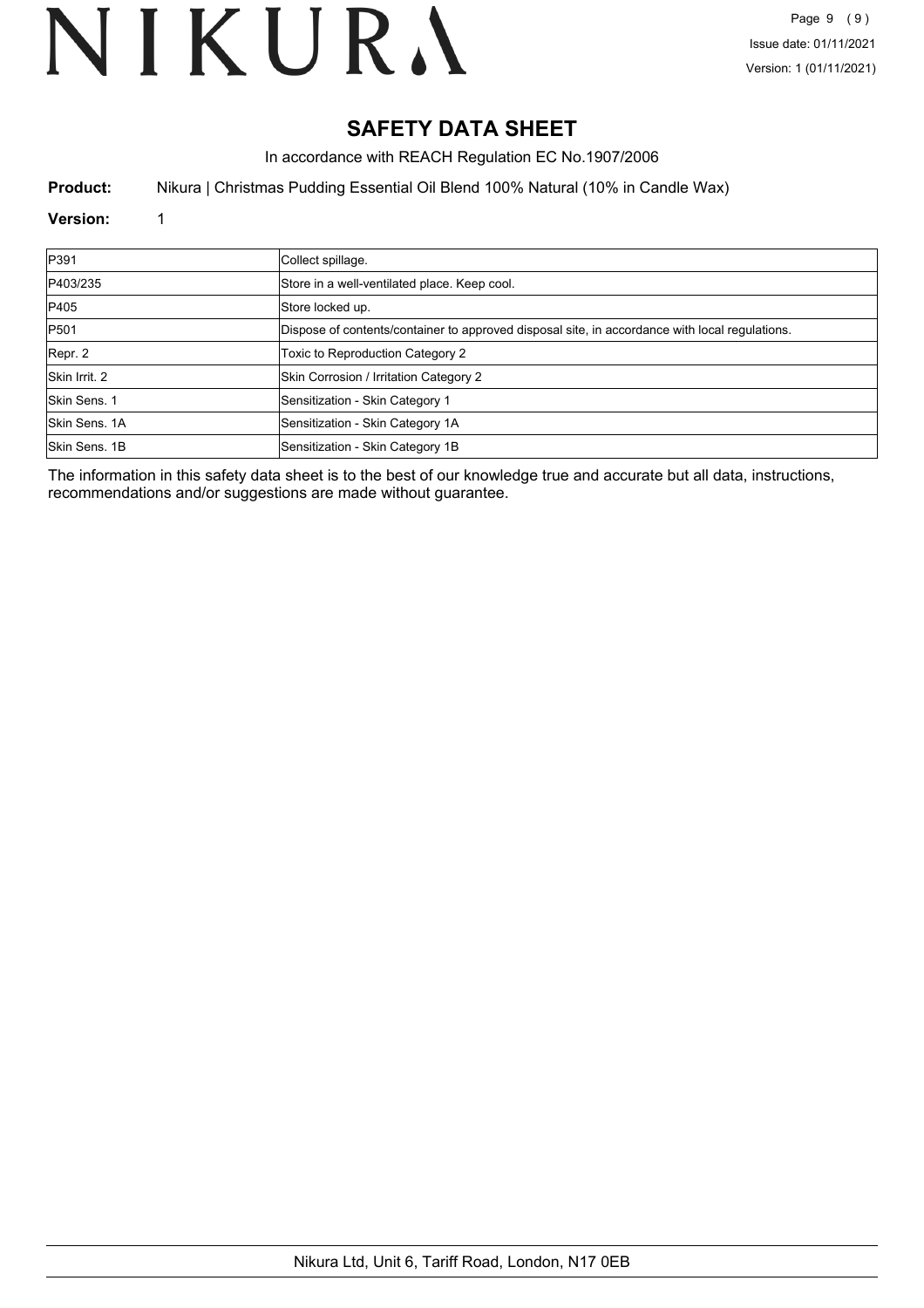# SAFETY DATA SHEET

In accordance with REACH Regulation EC No.1907/2006

**Product:** Nikura | Christmas Pudding Essential Oil Blend 100% Natural (10% in Candle Wax)

**Version:** 1

| | |
|---|---|
| P391 | Collect spillage. |
| P403/235 | Store in a well-ventilated place. Keep cool. |
| P405 | Store locked up. |
| P501 | Dispose of contents/container to approved disposal site, in accordance with local regulations. |
| Repr. 2 | Toxic to Reproduction Category 2 |
| Skin Irrit. 2 | Skin Corrosion / Irritation Category 2 |
| Skin Sens. 1 | Sensitization - Skin Category 1 |
| Skin Sens. 1A | Sensitization - Skin Category 1A |
| Skin Sens. 1B | Sensitization - Skin Category 1B |

The information in this safety data sheet is to the best of our knowledge true and accurate but all data, instructions, recommendations and/or suggestions are made without guarantee.